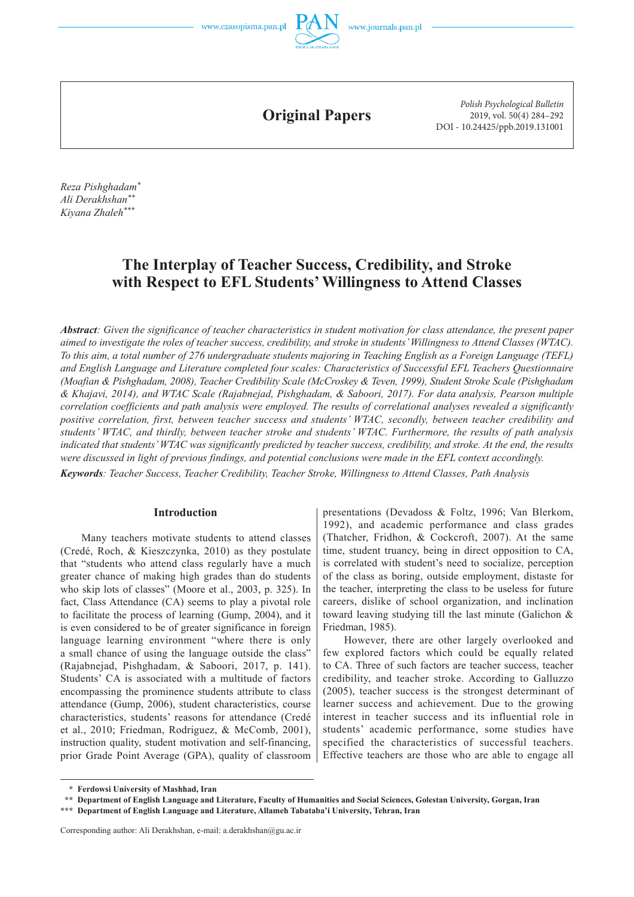# Original Papers

*Polish Psychological Bulletin*
2019, vol. 50(4) 284–292
DOI - 10.24425/ppb.2019.131001

*Reza Pishghadam*[*]
*Ali Derakhshan*[**]
*Kiyana Zhaleh*[***]

## The Interplay of Teacher Success, Credibility, and Stroke with Respect to EFL Students' Willingness to Attend Classes

***Abstract**: Given the significance of teacher characteristics in student motivation for class attendance, the present paper aimed to investigate the roles of teacher success, credibility, and stroke in students' Willingness to Attend Classes (WTAC). To this aim, a total number of 276 undergraduate students majoring in Teaching English as a Foreign Language (TEFL) and English Language and Literature completed four scales: Characteristics of Successful EFL Teachers Questionnaire (Moafian & Pishghadam, 2008), Teacher Credibility Scale (McCroskey & Teven, 1999), Student Stroke Scale (Pishghadam & Khajavi, 2014), and WTAC Scale (Rajabnejad, Pishghadam, & Saboori, 2017). For data analysis, Pearson multiple correlation coefficients and path analysis were employed. The results of correlational analyses revealed a significantly positive correlation, first, between teacher success and students' WTAC, secondly, between teacher credibility and students' WTAC, and thirdly, between teacher stroke and students' WTAC. Furthermore, the results of path analysis indicated that students' WTAC was significantly predicted by teacher success, credibility, and stroke. At the end, the results were discussed in light of previous findings, and potential conclusions were made in the EFL context accordingly.*

***Keywords**: Teacher Success, Teacher Credibility, Teacher Stroke, Willingness to Attend Classes, Path Analysis*

### Introduction

Many teachers motivate students to attend classes (Credé, Roch, & Kieszczynka, 2010) as they postulate that "students who attend class regularly have a much greater chance of making high grades than do students who skip lots of classes" (Moore et al., 2003, p. 325). In fact, Class Attendance (CA) seems to play a pivotal role to facilitate the process of learning (Gump, 2004), and it is even considered to be of greater significance in foreign language learning environment "where there is only a small chance of using the language outside the class" (Rajabnejad, Pishghadam, & Saboori, 2017, p. 141). Students' CA is associated with a multitude of factors encompassing the prominence students attribute to class attendance (Gump, 2006), student characteristics, course characteristics, students' reasons for attendance (Credé et al., 2010; Friedman, Rodriguez, & McComb, 2001), instruction quality, student motivation and self-financing, prior Grade Point Average (GPA), quality of classroom presentations (Devadoss & Foltz, 1996; Van Blerkom, 1992), and academic performance and class grades (Thatcher, Fridhon, & Cockcroft, 2007). At the same time, student truancy, being in direct opposition to CA, is correlated with student's need to socialize, perception of the class as boring, outside employment, distaste for the teacher, interpreting the class to be useless for future careers, dislike of school organization, and inclination toward leaving studying till the last minute (Galichon & Friedman, 1985).

However, there are other largely overlooked and few explored factors which could be equally related to CA. Three of such factors are teacher success, teacher credibility, and teacher stroke. According to Galluzzo (2005), teacher success is the strongest determinant of learner success and achievement. Due to the growing interest in teacher success and its influential role in students' academic performance, some studies have specified the characteristics of successful teachers. Effective teachers are those who are able to engage all

---

[*] **Ferdowsi University of Mashhad, Iran**
[**] **Department of English Language and Literature, Faculty of Humanities and Social Sciences, Golestan University, Gorgan, Iran**
[***] **Department of English Language and Literature, Allameh Tabataba'i University, Tehran, Iran**

Corresponding author: Ali Derakhshan, e-mail: a.derakhshan@gu.ac.ir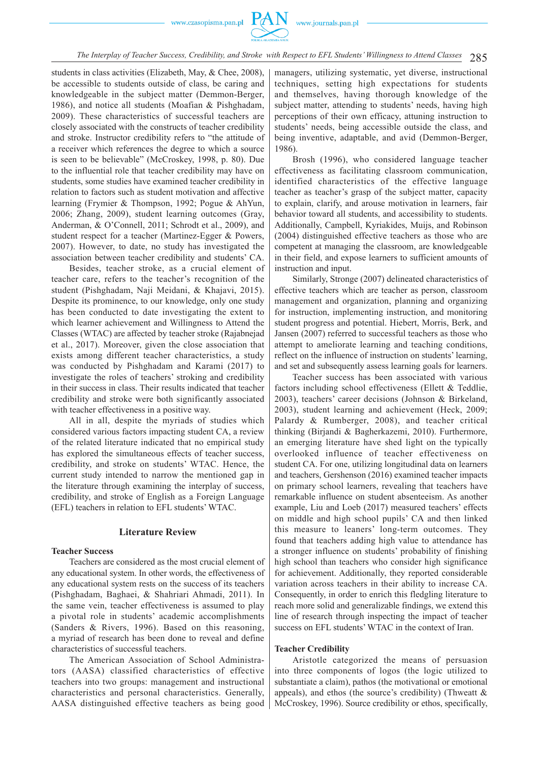students in class activities (Elizabeth, May, & Chee, 2008), be accessible to students outside of class, be caring and knowledgeable in the subject matter (Demmon-Berger, 1986), and notice all students (Moafian & Pishghadam, 2009). These characteristics of successful teachers are closely associated with the constructs of teacher credibility and stroke. Instructor credibility refers to "the attitude of a receiver which references the degree to which a source is seen to be believable" (McCroskey, 1998, p. 80). Due to the influential role that teacher credibility may have on students, some studies have examined teacher credibility in relation to factors such as student motivation and affective learning (Frymier & Thompson, 1992; Pogue & AhYun, 2006; Zhang, 2009), student learning outcomes (Gray, Anderman, & O'Connell, 2011; Schrodt et al., 2009), and student respect for a teacher (Martinez-Egger & Powers, 2007). However, to date, no study has investigated the association between teacher credibility and students' CA.

Besides, teacher stroke, as a crucial element of teacher care, refers to the teacher's recognition of the student (Pishghadam, Naji Meidani, & Khajavi, 2015). Despite its prominence, to our knowledge, only one study has been conducted to date investigating the extent to which learner achievement and Willingness to Attend the Classes (WTAC) are affected by teacher stroke (Rajabnejad et al., 2017). Moreover, given the close association that exists among different teacher characteristics, a study was conducted by Pishghadam and Karami (2017) to investigate the roles of teachers' stroking and credibility in their success in class. Their results indicated that teacher credibility and stroke were both significantly associated with teacher effectiveness in a positive way.

All in all, despite the myriads of studies which considered various factors impacting student CA, a review of the related literature indicated that no empirical study has explored the simultaneous effects of teacher success, credibility, and stroke on students' WTAC. Hence, the current study intended to narrow the mentioned gap in the literature through examining the interplay of success, credibility, and stroke of English as a Foreign Language (EFL) teachers in relation to EFL students' WTAC.

## Literature Review

### Teacher Success

Teachers are considered as the most crucial element of any educational system. In other words, the effectiveness of any educational system rests on the success of its teachers (Pishghadam, Baghaei, & Shahriari Ahmadi, 2011). In the same vein, teacher effectiveness is assumed to play a pivotal role in students' academic accomplishments (Sanders & Rivers, 1996). Based on this reasoning, a myriad of research has been done to reveal and define characteristics of successful teachers.

The American Association of School Administrators (AASA) classified characteristics of effective teachers into two groups: management and instructional characteristics and personal characteristics. Generally, AASA distinguished effective teachers as being good managers, utilizing systematic, yet diverse, instructional techniques, setting high expectations for students and themselves, having thorough knowledge of the subject matter, attending to students' needs, having high perceptions of their own efficacy, attuning instruction to students' needs, being accessible outside the class, and being inventive, adaptable, and avid (Demmon-Berger, 1986).

Brosh (1996), who considered language teacher effectiveness as facilitating classroom communication, identified characteristics of the effective language teacher as teacher's grasp of the subject matter, capacity to explain, clarify, and arouse motivation in learners, fair behavior toward all students, and accessibility to students. Additionally, Campbell, Kyriakides, Muijs, and Robinson (2004) distinguished effective teachers as those who are competent at managing the classroom, are knowledgeable in their field, and expose learners to sufficient amounts of instruction and input.

Similarly, Stronge (2007) delineated characteristics of effective teachers which are teacher as person, classroom management and organization, planning and organizing for instruction, implementing instruction, and monitoring student progress and potential. Hiebert, Morris, Berk, and Jansen (2007) referred to successful teachers as those who attempt to ameliorate learning and teaching conditions, reflect on the influence of instruction on students' learning, and set and subsequently assess learning goals for learners.

Teacher success has been associated with various factors including school effectiveness (Ellett & Teddlie, 2003), teachers' career decisions (Johnson & Birkeland, 2003), student learning and achievement (Heck, 2009; Palardy & Rumberger, 2008), and teacher critical thinking (Birjandi & Bagherkazemi, 2010). Furthermore, an emerging literature have shed light on the typically overlooked influence of teacher effectiveness on student CA. For one, utilizing longitudinal data on learners and teachers, Gershenson (2016) examined teacher impacts on primary school learners, revealing that teachers have remarkable influence on student absenteeism. As another example, Liu and Loeb (2017) measured teachers' effects on middle and high school pupils' CA and then linked this measure to leaners' long-term outcomes. They found that teachers adding high value to attendance has a stronger influence on students' probability of finishing high school than teachers who consider high significance for achievement. Additionally, they reported considerable variation across teachers in their ability to increase CA. Consequently, in order to enrich this fledgling literature to reach more solid and generalizable findings, we extend this line of research through inspecting the impact of teacher success on EFL students' WTAC in the context of Iran.

### Teacher Credibility

Aristotle categorized the means of persuasion into three components of logos (the logic utilized to substantiate a claim), pathos (the motivational or emotional appeals), and ethos (the source's credibility) (Thweatt & McCroskey, 1996). Source credibility or ethos, specifically,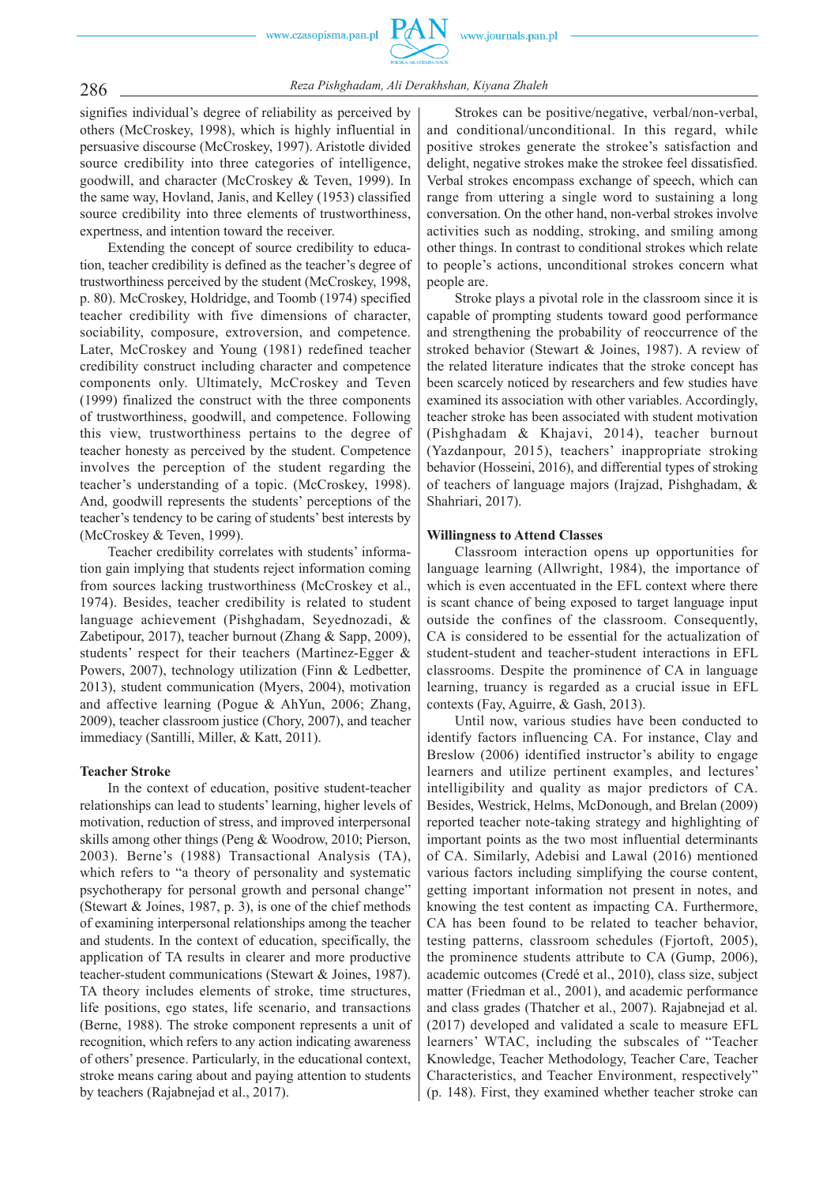signifies individual's degree of reliability as perceived by others (McCroskey, 1998), which is highly influential in persuasive discourse (McCroskey, 1997). Aristotle divided source credibility into three categories of intelligence, goodwill, and character (McCroskey & Teven, 1999). In the same way, Hovland, Janis, and Kelley (1953) classified source credibility into three elements of trustworthiness, expertness, and intention toward the receiver.

Extending the concept of source credibility to education, teacher credibility is defined as the teacher's degree of trustworthiness perceived by the student (McCroskey, 1998, p. 80). McCroskey, Holdridge, and Toomb (1974) specified teacher credibility with five dimensions of character, sociability, composure, extroversion, and competence. Later, McCroskey and Young (1981) redefined teacher credibility construct including character and competence components only. Ultimately, McCroskey and Teven (1999) finalized the construct with the three components of trustworthiness, goodwill, and competence. Following this view, trustworthiness pertains to the degree of teacher honesty as perceived by the student. Competence involves the perception of the student regarding the teacher's understanding of a topic. (McCroskey, 1998). And, goodwill represents the students' perceptions of the teacher's tendency to be caring of students' best interests by (McCroskey & Teven, 1999).

Teacher credibility correlates with students' information gain implying that students reject information coming from sources lacking trustworthiness (McCroskey et al., 1974). Besides, teacher credibility is related to student language achievement (Pishghadam, Seyednozadi, & Zabetipour, 2017), teacher burnout (Zhang & Sapp, 2009), students' respect for their teachers (Martinez-Egger & Powers, 2007), technology utilization (Finn & Ledbetter, 2013), student communication (Myers, 2004), motivation and affective learning (Pogue & AhYun, 2006; Zhang, 2009), teacher classroom justice (Chory, 2007), and teacher immediacy (Santilli, Miller, & Katt, 2011).

**Teacher Stroke**

In the context of education, positive student-teacher relationships can lead to students' learning, higher levels of motivation, reduction of stress, and improved interpersonal skills among other things (Peng & Woodrow, 2010; Pierson, 2003). Berne's (1988) Transactional Analysis (TA), which refers to "a theory of personality and systematic psychotherapy for personal growth and personal change" (Stewart & Joines, 1987, p. 3), is one of the chief methods of examining interpersonal relationships among the teacher and students. In the context of education, specifically, the application of TA results in clearer and more productive teacher-student communications (Stewart & Joines, 1987). TA theory includes elements of stroke, time structures, life positions, ego states, life scenario, and transactions (Berne, 1988). The stroke component represents a unit of recognition, which refers to any action indicating awareness of others' presence. Particularly, in the educational context, stroke means caring about and paying attention to students by teachers (Rajabnejad et al., 2017).

Strokes can be positive/negative, verbal/non-verbal, and conditional/unconditional. In this regard, while positive strokes generate the strokee's satisfaction and delight, negative strokes make the strokee feel dissatisfied. Verbal strokes encompass exchange of speech, which can range from uttering a single word to sustaining a long conversation. On the other hand, non-verbal strokes involve activities such as nodding, stroking, and smiling among other things. In contrast to conditional strokes which relate to people's actions, unconditional strokes concern what people are.

Stroke plays a pivotal role in the classroom since it is capable of prompting students toward good performance and strengthening the probability of reoccurrence of the stroked behavior (Stewart & Joines, 1987). A review of the related literature indicates that the stroke concept has been scarcely noticed by researchers and few studies have examined its association with other variables. Accordingly, teacher stroke has been associated with student motivation (Pishghadam & Khajavi, 2014), teacher burnout (Yazdanpour, 2015), teachers' inappropriate stroking behavior (Hosseini, 2016), and differential types of stroking of teachers of language majors (Irajzad, Pishghadam, & Shahriari, 2017).

**Willingness to Attend Classes**

Classroom interaction opens up opportunities for language learning (Allwright, 1984), the importance of which is even accentuated in the EFL context where there is scant chance of being exposed to target language input outside the confines of the classroom. Consequently, CA is considered to be essential for the actualization of student-student and teacher-student interactions in EFL classrooms. Despite the prominence of CA in language learning, truancy is regarded as a crucial issue in EFL contexts (Fay, Aguirre, & Gash, 2013).

Until now, various studies have been conducted to identify factors influencing CA. For instance, Clay and Breslow (2006) identified instructor's ability to engage learners and utilize pertinent examples, and lectures' intelligibility and quality as major predictors of CA. Besides, Westrick, Helms, McDonough, and Brelan (2009) reported teacher note-taking strategy and highlighting of important points as the two most influential determinants of CA. Similarly, Adebisi and Lawal (2016) mentioned various factors including simplifying the course content, getting important information not present in notes, and knowing the test content as impacting CA. Furthermore, CA has been found to be related to teacher behavior, testing patterns, classroom schedules (Fjortoft, 2005), the prominence students attribute to CA (Gump, 2006), academic outcomes (Credé et al., 2010), class size, subject matter (Friedman et al., 2001), and academic performance and class grades (Thatcher et al., 2007). Rajabnejad et al. (2017) developed and validated a scale to measure EFL learners' WTAC, including the subscales of "Teacher Knowledge, Teacher Methodology, Teacher Care, Teacher Characteristics, and Teacher Environment, respectively" (p. 148). First, they examined whether teacher stroke can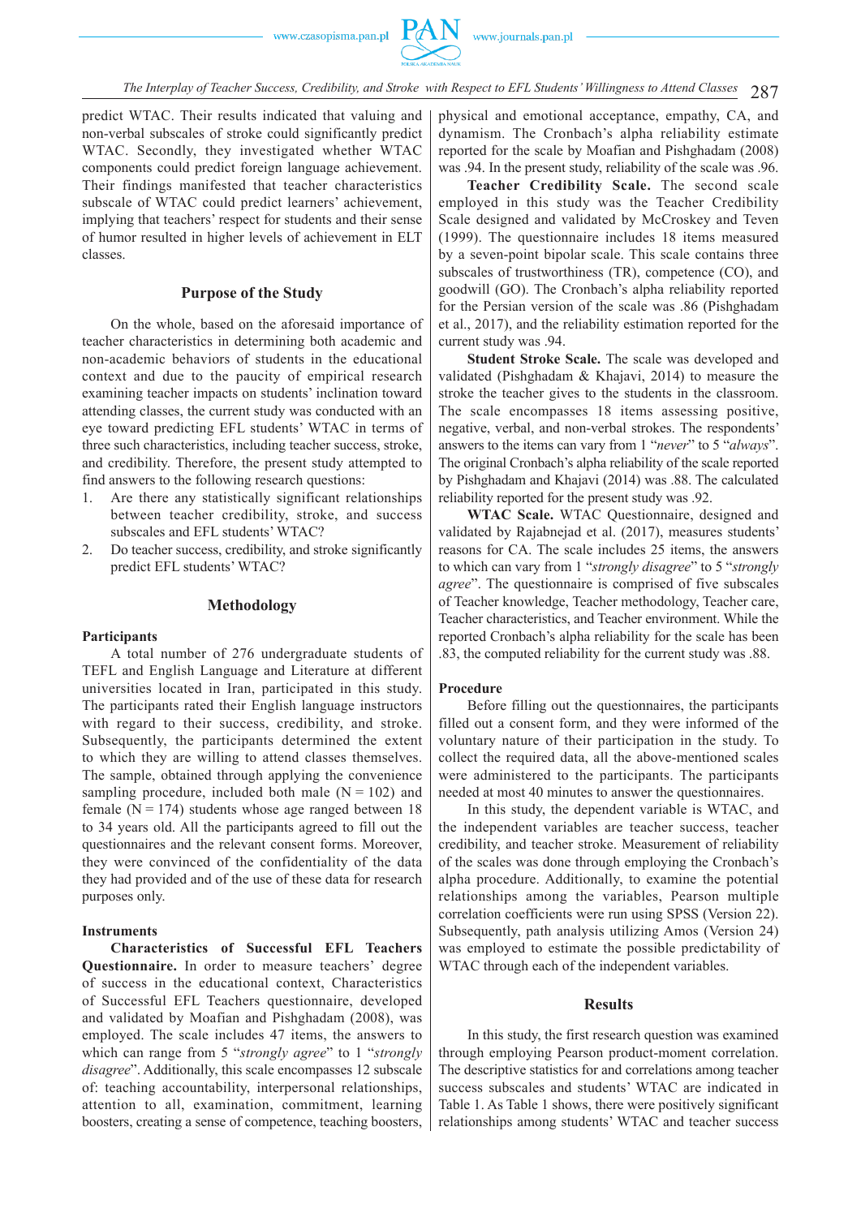predict WTAC. Their results indicated that valuing and non-verbal subscales of stroke could significantly predict WTAC. Secondly, they investigated whether WTAC components could predict foreign language achievement. Their findings manifested that teacher characteristics subscale of WTAC could predict learners' achievement, implying that teachers' respect for students and their sense of humor resulted in higher levels of achievement in ELT classes.

## Purpose of the Study

On the whole, based on the aforesaid importance of teacher characteristics in determining both academic and non-academic behaviors of students in the educational context and due to the paucity of empirical research examining teacher impacts on students' inclination toward attending classes, the current study was conducted with an eye toward predicting EFL students' WTAC in terms of three such characteristics, including teacher success, stroke, and credibility. Therefore, the present study attempted to find answers to the following research questions:

1. Are there any statistically significant relationships between teacher credibility, stroke, and success subscales and EFL students' WTAC?
2. Do teacher success, credibility, and stroke significantly predict EFL students' WTAC?

## Methodology

### Participants

A total number of 276 undergraduate students of TEFL and English Language and Literature at different universities located in Iran, participated in this study. The participants rated their English language instructors with regard to their success, credibility, and stroke. Subsequently, the participants determined the extent to which they are willing to attend classes themselves. The sample, obtained through applying the convenience sampling procedure, included both male (N = 102) and female (N = 174) students whose age ranged between 18 to 34 years old. All the participants agreed to fill out the questionnaires and the relevant consent forms. Moreover, they were convinced of the confidentiality of the data they had provided and of the use of these data for research purposes only.

### Instruments

**Characteristics of Successful EFL Teachers Questionnaire.** In order to measure teachers' degree of success in the educational context, Characteristics of Successful EFL Teachers questionnaire, developed and validated by Moafian and Pishghadam (2008), was employed. The scale includes 47 items, the answers to which can range from 5 "*strongly agree*" to 1 "*strongly disagree*". Additionally, this scale encompasses 12 subscale of: teaching accountability, interpersonal relationships, attention to all, examination, commitment, learning boosters, creating a sense of competence, teaching boosters, physical and emotional acceptance, empathy, CA, and dynamism. The Cronbach's alpha reliability estimate reported for the scale by Moafian and Pishghadam (2008) was .94. In the present study, reliability of the scale was .96.

**Teacher Credibility Scale.** The second scale employed in this study was the Teacher Credibility Scale designed and validated by McCroskey and Teven (1999). The questionnaire includes 18 items measured by a seven-point bipolar scale. This scale contains three subscales of trustworthiness (TR), competence (CO), and goodwill (GO). The Cronbach's alpha reliability reported for the Persian version of the scale was .86 (Pishghadam et al., 2017), and the reliability estimation reported for the current study was .94.

**Student Stroke Scale.** The scale was developed and validated (Pishghadam & Khajavi, 2014) to measure the stroke the teacher gives to the students in the classroom. The scale encompasses 18 items assessing positive, negative, verbal, and non-verbal strokes. The respondents' answers to the items can vary from 1 "*never*" to 5 "*always*". The original Cronbach's alpha reliability of the scale reported by Pishghadam and Khajavi (2014) was .88. The calculated reliability reported for the present study was .92.

**WTAC Scale.** WTAC Questionnaire, designed and validated by Rajabnejad et al. (2017), measures students' reasons for CA. The scale includes 25 items, the answers to which can vary from 1 "*strongly disagree*" to 5 "*strongly agree*". The questionnaire is comprised of five subscales of Teacher knowledge, Teacher methodology, Teacher care, Teacher characteristics, and Teacher environment. While the reported Cronbach's alpha reliability for the scale has been .83, the computed reliability for the current study was .88.

### Procedure

Before filling out the questionnaires, the participants filled out a consent form, and they were informed of the voluntary nature of their participation in the study. To collect the required data, all the above-mentioned scales were administered to the participants. The participants needed at most 40 minutes to answer the questionnaires.

In this study, the dependent variable is WTAC, and the independent variables are teacher success, teacher credibility, and teacher stroke. Measurement of reliability of the scales was done through employing the Cronbach's alpha procedure. Additionally, to examine the potential relationships among the variables, Pearson multiple correlation coefficients were run using SPSS (Version 22). Subsequently, path analysis utilizing Amos (Version 24) was employed to estimate the possible predictability of WTAC through each of the independent variables.

## Results

In this study, the first research question was examined through employing Pearson product-moment correlation. The descriptive statistics for and correlations among teacher success subscales and students' WTAC are indicated in Table 1. As Table 1 shows, there were positively significant relationships among students' WTAC and teacher success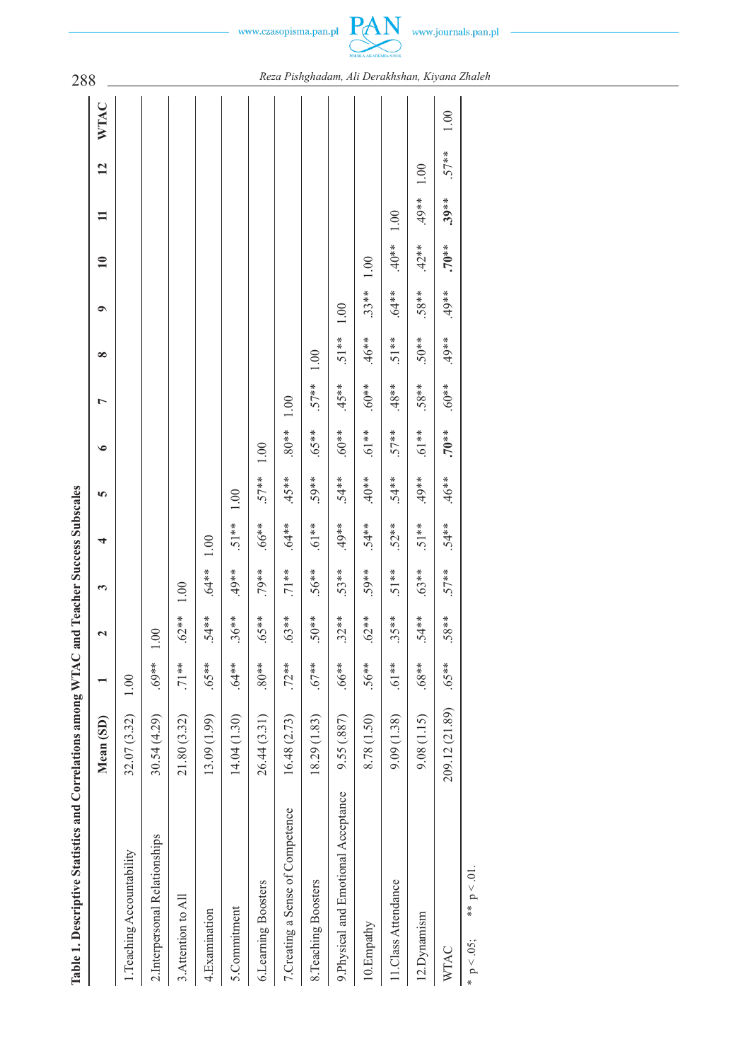**Table 1. Descriptive Statistics and Correlations among WTAC and Teacher Success Subscales**

| | Mean (SD) | 1 | 2 | 3 | 4 | 5 | 6 | 7 | 8 | 9 | 10 | 11 | 12 | WTAC |
|---|---|---|---|---|---|---|---|---|---|---|---|---|---|---|
| 1.Teaching Accountability | 32.07 (3.32) | 1.00 | | | | | | | | | | | | |
| 2.Interpersonal Relationships | 30.54 (4.29) | .69** | 1.00 | | | | | | | | | | | |
| 3.Attention to All | 21.80 (3.32) | .71** | .62** | 1.00 | | | | | | | | | | |
| 4.Examination | 13.09 (1.99) | .65** | .54** | .64** | 1.00 | | | | | | | | | |
| 5.Commitment | 14.04 (1.30) | .64** | .36** | .49** | .51** | 1.00 | | | | | | | | |
| 6.Learning Boosters | 26.44 (3.31) | .80** | .65** | .79** | .66** | .57** | 1.00 | | | | | | | |
| 7.Creating a Sense of Competence | 16.48 (2.73) | .72** | .63** | .71** | .64** | .45** | .80** | 1.00 | | | | | | |
| 8.Teaching Boosters | 18.29 (1.83) | .67** | .50** | .56** | .61** | .59** | .65** | .57** | 1.00 | | | | | |
| 9.Physical and Emotional Acceptance | 9.55 (.887) | .66** | .32** | .53** | .49** | .54** | .60** | .45** | .51** | 1.00 | | | | |
| 10.Empathy | 8.78 (1.50) | .56** | .62** | .59** | .54** | .40** | .61** | .60** | .46** | .33** | 1.00 | | | |
| 11.Class Attendance | 9.09 (1.38) | .61** | .35** | .51** | .52** | .54** | .57** | .48** | .51** | .64** | .40** | 1.00 | | |
| 12.Dynamism | 9.08 (1.15) | .68** | .54** | .63** | .51** | .49** | .61** | .58** | .50** | .58** | .42** | .49** | 1.00 | |
| WTAC | 209.12 (21.89) | .65** | .58** | .57** | .54** | .46** | **.70**** | .60** | .49** | .49** | **.70**** | **.39**** | .57** | 1.00 |

* p < .05; ** p < .01.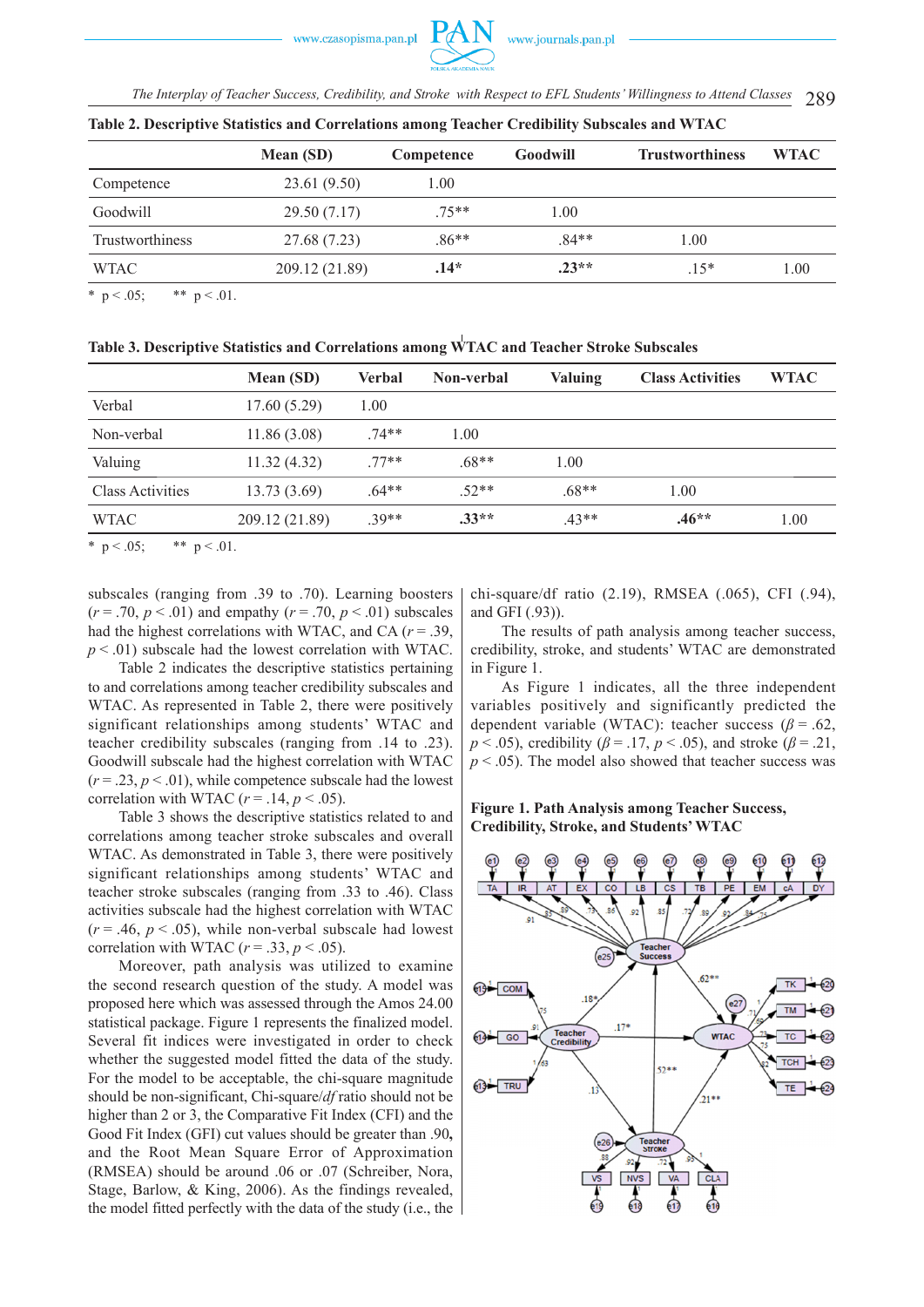**Table 2. Descriptive Statistics and Correlations among Teacher Credibility Subscales and WTAC**

| | Mean (SD) | Competence | Goodwill | Trustworthiness | WTAC |
|---|---|---|---|---|---|
| Competence | 23.61 (9.50) | 1.00 | | | |
| Goodwill | 29.50 (7.17) | .75** | 1.00 | | |
| Trustworthiness | 27.68 (7.23) | .86** | .84** | 1.00 | |
| WTAC | 209.12 (21.89) | **.14*** | **.23**** | .15* | 1.00 |

\* p < .05; ** p < .01.

**Table 3. Descriptive Statistics and Correlations among WTAC and Teacher Stroke Subscales**

| | Mean (SD) | Verbal | Non-verbal | Valuing | Class Activities | WTAC |
|---|---|---|---|---|---|---|
| Verbal | 17.60 (5.29) | 1.00 | | | | |
| Non-verbal | 11.86 (3.08) | .74** | 1.00 | | | |
| Valuing | 11.32 (4.32) | .77** | .68** | 1.00 | | |
| Class Activities | 13.73 (3.69) | .64** | .52** | .68** | 1.00 | |
| WTAC | 209.12 (21.89) | .39** | **.33**** | .43** | **.46**** | 1.00 |

\* p < .05; ** p < .01.

subscales (ranging from .39 to .70). Learning boosters ($r = .70$, $p < .01$) and empathy ($r = .70$, $p < .01$) subscales had the highest correlations with WTAC, and CA ($r = .39$, $p < .01$) subscale had the lowest correlation with WTAC.

Table 2 indicates the descriptive statistics pertaining to and correlations among teacher credibility subscales and WTAC. As represented in Table 2, there were positively significant relationships among students' WTAC and teacher credibility subscales (ranging from .14 to .23). Goodwill subscale had the highest correlation with WTAC ($r = .23$, $p < .01$), while competence subscale had the lowest correlation with WTAC ($r = .14$, $p < .05$).

Table 3 shows the descriptive statistics related to and correlations among teacher stroke subscales and overall WTAC. As demonstrated in Table 3, there were positively significant relationships among students' WTAC and teacher stroke subscales (ranging from .33 to .46). Class activities subscale had the highest correlation with WTAC ($r = .46$, $p < .05$), while non-verbal subscale had lowest correlation with WTAC ($r = .33$, $p < .05$).

Moreover, path analysis was utilized to examine the second research question of the study. A model was proposed here which was assessed through the Amos 24.00 statistical package. Figure 1 represents the finalized model. Several fit indices were investigated in order to check whether the suggested model fitted the data of the study. For the model to be acceptable, the chi-square magnitude should be non-significant, Chi-square/*df* ratio should not be higher than 2 or 3, the Comparative Fit Index (CFI) and the Good Fit Index (GFI) cut values should be greater than .90, and the Root Mean Square Error of Approximation (RMSEA) should be around .06 or .07 (Schreiber, Nora, Stage, Barlow, & King, 2006). As the findings revealed, the model fitted perfectly with the data of the study (i.e., the chi-square/df ratio (2.19), RMSEA (.065), CFI (.94), and GFI (.93)).

The results of path analysis among teacher success, credibility, stroke, and students' WTAC are demonstrated in Figure 1.

As Figure 1 indicates, all the three independent variables positively and significantly predicted the dependent variable (WTAC): teacher success ($\beta = .62$, $p < .05$), credibility ($\beta = .17$, $p < .05$), and stroke ($\beta = .21$, $p < .05$). The model also showed that teacher success was

**Figure 1. Path Analysis among Teacher Success, Credibility, Stroke, and Students' WTAC**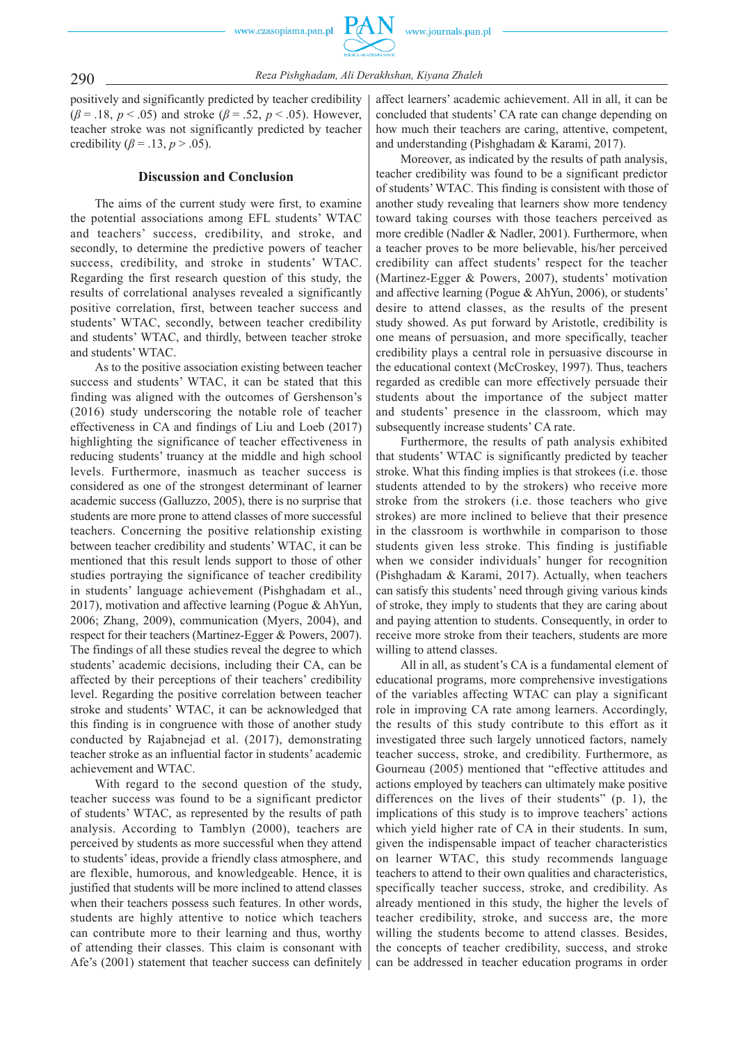positively and significantly predicted by teacher credibility ($\beta = .18$, $p < .05$) and stroke ($\beta = .52$, $p < .05$). However, teacher stroke was not significantly predicted by teacher credibility ($\beta = .13$, $p > .05$).

## Discussion and Conclusion

The aims of the current study were first, to examine the potential associations among EFL students' WTAC and teachers' success, credibility, and stroke, and secondly, to determine the predictive powers of teacher success, credibility, and stroke in students' WTAC. Regarding the first research question of this study, the results of correlational analyses revealed a significantly positive correlation, first, between teacher success and students' WTAC, secondly, between teacher credibility and students' WTAC, and thirdly, between teacher stroke and students' WTAC.

As to the positive association existing between teacher success and students' WTAC, it can be stated that this finding was aligned with the outcomes of Gershenson's (2016) study underscoring the notable role of teacher effectiveness in CA and findings of Liu and Loeb (2017) highlighting the significance of teacher effectiveness in reducing students' truancy at the middle and high school levels. Furthermore, inasmuch as teacher success is considered as one of the strongest determinant of learner academic success (Galluzzo, 2005), there is no surprise that students are more prone to attend classes of more successful teachers. Concerning the positive relationship existing between teacher credibility and students' WTAC, it can be mentioned that this result lends support to those of other studies portraying the significance of teacher credibility in students' language achievement (Pishghadam et al., 2017), motivation and affective learning (Pogue & AhYun, 2006; Zhang, 2009), communication (Myers, 2004), and respect for their teachers (Martinez-Egger & Powers, 2007). The findings of all these studies reveal the degree to which students' academic decisions, including their CA, can be affected by their perceptions of their teachers' credibility level. Regarding the positive correlation between teacher stroke and students' WTAC, it can be acknowledged that this finding is in congruence with those of another study conducted by Rajabnejad et al. (2017), demonstrating teacher stroke as an influential factor in students' academic achievement and WTAC.

With regard to the second question of the study, teacher success was found to be a significant predictor of students' WTAC, as represented by the results of path analysis. According to Tamblyn (2000), teachers are perceived by students as more successful when they attend to students' ideas, provide a friendly class atmosphere, and are flexible, humorous, and knowledgeable. Hence, it is justified that students will be more inclined to attend classes when their teachers possess such features. In other words, students are highly attentive to notice which teachers can contribute more to their learning and thus, worthy of attending their classes. This claim is consonant with Afe's (2001) statement that teacher success can definitely affect learners' academic achievement. All in all, it can be concluded that students' CA rate can change depending on how much their teachers are caring, attentive, competent, and understanding (Pishghadam & Karami, 2017).

Moreover, as indicated by the results of path analysis, teacher credibility was found to be a significant predictor of students' WTAC. This finding is consistent with those of another study revealing that learners show more tendency toward taking courses with those teachers perceived as more credible (Nadler & Nadler, 2001). Furthermore, when a teacher proves to be more believable, his/her perceived credibility can affect students' respect for the teacher (Martinez-Egger & Powers, 2007), students' motivation and affective learning (Pogue & AhYun, 2006), or students' desire to attend classes, as the results of the present study showed. As put forward by Aristotle, credibility is one means of persuasion, and more specifically, teacher credibility plays a central role in persuasive discourse in the educational context (McCroskey, 1997). Thus, teachers regarded as credible can more effectively persuade their students about the importance of the subject matter and students' presence in the classroom, which may subsequently increase students' CA rate.

Furthermore, the results of path analysis exhibited that students' WTAC is significantly predicted by teacher stroke. What this finding implies is that strokees (i.e. those students attended to by the strokers) who receive more stroke from the strokers (i.e. those teachers who give strokes) are more inclined to believe that their presence in the classroom is worthwhile in comparison to those students given less stroke. This finding is justifiable when we consider individuals' hunger for recognition (Pishghadam & Karami, 2017). Actually, when teachers can satisfy this students' need through giving various kinds of stroke, they imply to students that they are caring about and paying attention to students. Consequently, in order to receive more stroke from their teachers, students are more willing to attend classes.

All in all, as student's CA is a fundamental element of educational programs, more comprehensive investigations of the variables affecting WTAC can play a significant role in improving CA rate among learners. Accordingly, the results of this study contribute to this effort as it investigated three such largely unnoticed factors, namely teacher success, stroke, and credibility. Furthermore, as Gourneau (2005) mentioned that "effective attitudes and actions employed by teachers can ultimately make positive differences on the lives of their students" (p. 1), the implications of this study is to improve teachers' actions which yield higher rate of CA in their students. In sum, given the indispensable impact of teacher characteristics on learner WTAC, this study recommends language teachers to attend to their own qualities and characteristics, specifically teacher success, stroke, and credibility. As already mentioned in this study, the higher the levels of teacher credibility, stroke, and success are, the more willing the students become to attend classes. Besides, the concepts of teacher credibility, success, and stroke can be addressed in teacher education programs in order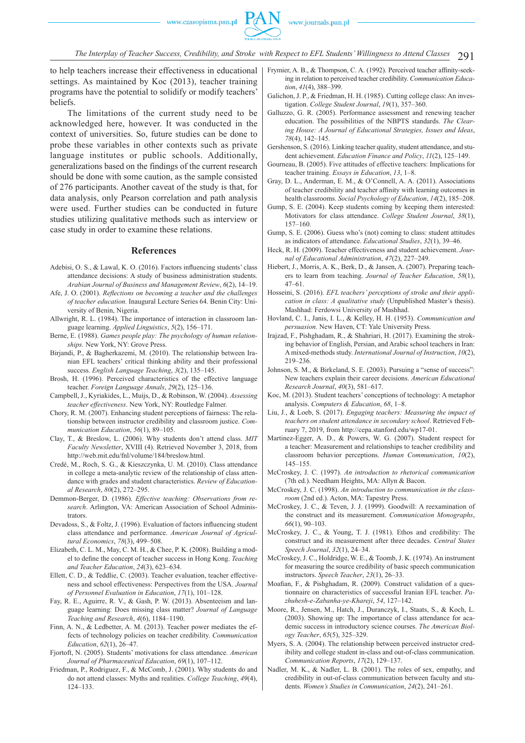to help teachers increase their effectiveness in educational settings. As maintained by Koc (2013), teacher training programs have the potential to solidify or modify teachers' beliefs.

The limitations of the current study need to be acknowledged here, however. It was conducted in the context of universities. So, future studies can be done to probe these variables in other contexts such as private language institutes or public schools. Additionally, generalizations based on the findings of the current research should be done with some caution, as the sample consisted of 276 participants. Another caveat of the study is that, for data analysis, only Pearson correlation and path analysis were used. Further studies can be conducted in future studies utilizing qualitative methods such as interview or case study in order to examine these relations.

## References

Adebisi, O. S., & Lawal, K. O. (2016). Factors influencing students' class attendance decisions: A study of business administration students. *Arabian Journal of Business and Management Review*, *6*(2), 14–19.

Afe, J. O. (2001). *Reflections on becoming a teacher and the challenges of teacher education.* Inaugural Lecture Series 64. Benin City: University of Benin, Nigeria.

Allwright, R. L. (1984). The importance of interaction in classroom language learning. *Applied Linguistics*, *5*(2), 156–171.

Berne, E. (1988). *Games people play: The psychology of human relationships.* New York, NY: Grove Press.

Birjandi, P., & Bagherkazemi, M. (2010). The relationship between Iranian EFL teachers' critical thinking ability and their professional success. *English Language Teaching*, *3*(2), 135–145.

Brosh, H. (1996). Perceived characteristics of the effective language teacher. *Foreign Language Annals*, *29*(2), 125–136.

Campbell, J., Kyriakides, L., Muijs, D., & Robinson, W. (2004). *Assessing teacher effectiveness*. New York, NY: Routledge Falmer.

Chory, R. M. (2007). Enhancing student perceptions of fairness: The relationship between instructor credibility and classroom justice. *Communication Education*, *56*(1), 89–105.

Clay, T., & Breslow, L. (2006). Why students don't attend class. *MIT Faculty Newsletter*, XVIII (4). Retrieved November 3, 2018, from http://web.mit.edu/fnl/volume/184/breslow.html.

Credé, M., Roch, S. G., & Kieszczynka, U. M. (2010). Class attendance in college a meta-analytic review of the relationship of class attendance with grades and student characteristics. *Review of Educational Research*, *80*(2), 272–295.

Demmon-Berger, D. (1986). *Effective teaching: Observations from research*. Arlington, VA: American Association of School Administrators.

Devadoss, S., & Foltz, J. (1996). Evaluation of factors influencing student class attendance and performance. *American Journal of Agricultural Economics*, *78*(3), 499–508.

Elizabeth, C. L. M., May, C. M. H., & Chee, P. K. (2008). Building a model to define the concept of teacher success in Hong Kong. *Teaching and Teacher Education*, *24*(3), 623–634.

Ellett, C. D., & Teddlie, C. (2003). Teacher evaluation, teacher effectiveness and school effectiveness: Perspectives from the USA. *Journal of Personnel Evaluation in Education*, *17*(1), 101–128.

Fay, R. E., Aguirre, R. V., & Gash, P. W. (2013). Absenteeism and language learning: Does missing class matter? *Journal of Language Teaching and Research*, *4*(6), 1184–1190.

Finn, A. N., & Ledbetter, A. M. (2013). Teacher power mediates the effects of technology policies on teacher credibility. *Communication Education*, *62*(1), 26–47.

Fjortoft, N. (2005). Students' motivations for class attendance. *American Journal of Pharmaceutical Education*, *69*(1), 107–112.

Friedman, P., Rodriguez, F., & McComb, J. (2001). Why students do and do not attend classes: Myths and realities. *College Teaching*, *49*(4), 124–133.

Frymier, A. B., & Thompson, C. A. (1992). Perceived teacher affinity-seeking in relation to perceived teacher credibility. *Communication Education*, *41*(4), 388–399.

Galichon, J. P., & Friedman, H. H. (1985). Cutting college class: An investigation. *College Student Journal*, *19*(1), 357–360.

Galluzzo, G. R. (2005). Performance assessment and renewing teacher education. The possibilities of the NBPTS standards. *The Clearing House: A Journal of Educational Strategies, Issues and Ideas*, *78*(4), 142–145.

Gershenson, S. (2016). Linking teacher quality, student attendance, and student achievement. *Education Finance and Policy*, *11*(2), 125–149.

Gourneau, B. (2005). Five attitudes of effective teachers: Implications for teacher training. *Essays in Education*, *13*, 1–8.

Gray, D. L., Anderman, E. M., & O'Connell, A. A. (2011). Associations of teacher credibility and teacher affinity with learning outcomes in health classrooms. *Social Psychology of Education*, *14*(2), 185–208.

Gump, S. E. (2004). Keep students coming by keeping them interested: Motivators for class attendance. *College Student Journal*, *38*(1), 157–160.

Gump, S. E. (2006). Guess who's (not) coming to class: student attitudes as indicators of attendance. *Educational Studies*, *32*(1), 39–46.

Heck, R. H. (2009). Teacher effectiveness and student achievement. *Journal of Educational Administration*, *47*(2), 227–249.

Hiebert, J., Morris, A. K., Berk, D., & Jansen, A. (2007). Preparing teachers to learn from teaching. *Journal of Teacher Education*, *58*(1), 47–61.

Hosseini, S. (2016). *EFL teachers' perceptions of stroke and their application in class: A qualitative study* (Unpublished Master's thesis). Mashhad: Ferdowsi University of Mashhad.

Hovland, C. I., Janis, I. L., & Kelley, H. H. (1953). *Communication and persuasion.* New Haven, CT: Yale University Press.

Irajzad, F., Pishghadam, R., & Shahriari, H. (2017). Examining the stroking behavior of English, Persian, and Arabic school teachers in Iran: A mixed-methods study. *International Journal of Instruction*, *10*(2), 219–236.

Johnson, S. M., & Birkeland, S. E. (2003). Pursuing a "sense of success": New teachers explain their career decisions. *American Educational Research Journal*, *40*(3), 581–617.

Koc, M. (2013). Student teachers' conceptions of technology: A metaphor analysis. *Computers & Education*, *68*, 1–8.

Liu, J., & Loeb, S. (2017). *Engaging teachers: Measuring the impact of teachers on student attendance in secondary school*. Retrieved February 7, 2019, from http://cepa.stanford.edu/wp17-01.

Martinez-Egger, A. D., & Powers, W. G. (2007). Student respect for a teacher: Measurement and relationships to teacher credibility and classroom behavior perceptions. *Human Communication*, *10*(2), 145–155.

McCroskey, J. C. (1997). *An introduction to rhetorical communication* (7th ed.). Needham Heights, MA: Allyn & Bacon.

McCroskey, J. C. (1998). *An introduction to communication in the classroom* (2nd ed.). Acton, MA: Tapestry Press.

McCroskey, J. C., & Teven, J. J. (1999). Goodwill: A reexamination of the construct and its measurement. *Communication Monographs*, *66*(1), 90–103.

McCroskey, J. C., & Young, T. J. (1981). Ethos and credibility: The construct and its measurement after three decades. *Central States Speech Journal*, *32*(1), 24–34.

McCroskey, J. C., Holdridge, W. E., & Toomb, J. K. (1974). An instrument for measuring the source credibility of basic speech communication instructors. *Speech Teacher*, *23*(1), 26–33.

Moafian, F., & Pishghadam, R. (2009). Construct validation of a questionnaire on characteristics of successful Iranian EFL teacher. *Pazhuhesh-e-Zabanha-ye-Khareji*, *54*, 127–142.

Moore, R., Jensen, M., Hatch, J., Duranczyk, I., Staats, S., & Koch, L. (2003). Showing up: The importance of class attendance for academic success in introductory science courses. *The American Biology Teacher*, *65*(5), 325–329.

Myers, S. A. (2004). The relationship between perceived instructor credibility and college student in-class and out-of-class communication. *Communication Reports*, *17*(2), 129–137.

Nadler, M. K., & Nadler, L. B. (2001). The roles of sex, empathy, and credibility in out-of-class communication between faculty and students. *Women's Studies in Communication*, *24*(2), 241–261.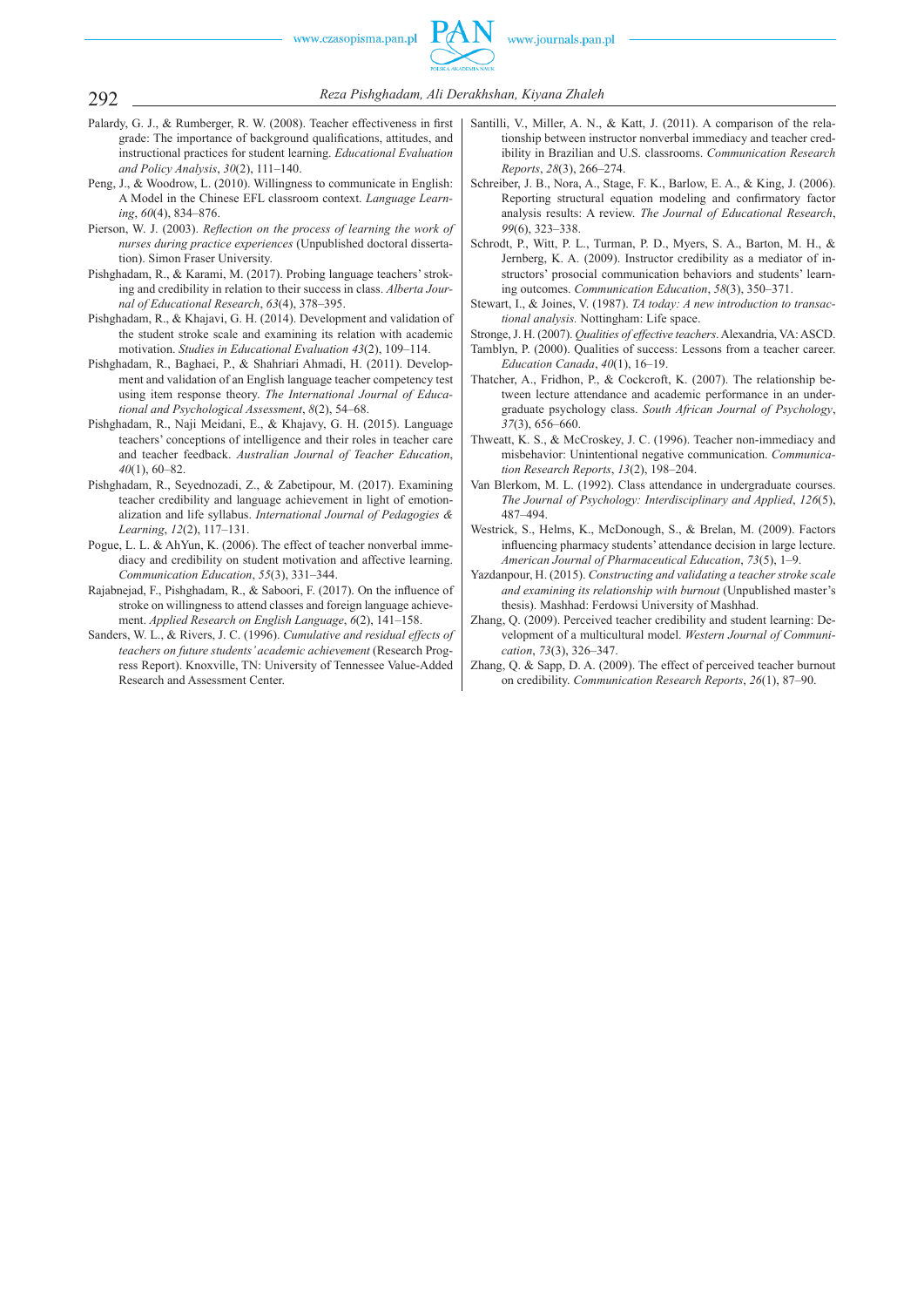Palardy, G. J., & Rumberger, R. W. (2008). Teacher effectiveness in first grade: The importance of background qualifications, attitudes, and instructional practices for student learning. *Educational Evaluation and Policy Analysis*, *30*(2), 111–140.

Peng, J., & Woodrow, L. (2010). Willingness to communicate in English: A Model in the Chinese EFL classroom context. *Language Learning*, *60*(4), 834–876.

Pierson, W. J. (2003). *Reflection on the process of learning the work of nurses during practice experiences* (Unpublished doctoral dissertation). Simon Fraser University.

Pishghadam, R., & Karami, M. (2017). Probing language teachers' stroking and credibility in relation to their success in class. *Alberta Journal of Educational Research*, *63*(4), 378–395.

Pishghadam, R., & Khajavi, G. H. (2014). Development and validation of the student stroke scale and examining its relation with academic motivation. *Studies in Educational Evaluation 43*(2), 109–114.

Pishghadam, R., Baghaei, P., & Shahriari Ahmadi, H. (2011). Development and validation of an English language teacher competency test using item response theory. *The International Journal of Educational and Psychological Assessment*, *8*(2), 54–68.

Pishghadam, R., Naji Meidani, E., & Khajavy, G. H. (2015). Language teachers' conceptions of intelligence and their roles in teacher care and teacher feedback. *Australian Journal of Teacher Education*, *40*(1), 60–82.

Pishghadam, R., Seyednozadi, Z., & Zabetipour, M. (2017). Examining teacher credibility and language achievement in light of emotionalization and life syllabus. *International Journal of Pedagogies & Learning*, *12*(2), 117–131.

Pogue, L. L. & AhYun, K. (2006). The effect of teacher nonverbal immediacy and credibility on student motivation and affective learning. *Communication Education*, *55*(3), 331–344.

Rajabnejad, F., Pishghadam, R., & Saboori, F. (2017). On the influence of stroke on willingness to attend classes and foreign language achievement. *Applied Research on English Language*, *6*(2), 141–158.

Sanders, W. L., & Rivers, J. C. (1996). *Cumulative and residual effects of teachers on future students' academic achievement* (Research Progress Report). Knoxville, TN: University of Tennessee Value-Added Research and Assessment Center.

Santilli, V., Miller, A. N., & Katt, J. (2011). A comparison of the relationship between instructor nonverbal immediacy and teacher credibility in Brazilian and U.S. classrooms. *Communication Research Reports*, *28*(3), 266–274.

Schreiber, J. B., Nora, A., Stage, F. K., Barlow, E. A., & King, J. (2006). Reporting structural equation modeling and confirmatory factor analysis results: A review. *The Journal of Educational Research*, *99*(6), 323–338.

Schrodt, P., Witt, P. L., Turman, P. D., Myers, S. A., Barton, M. H., & Jernberg, K. A. (2009). Instructor credibility as a mediator of instructors' prosocial communication behaviors and students' learning outcomes. *Communication Education*, *58*(3), 350–371.

Stewart, I., & Joines, V. (1987). *TA today: A new introduction to transactional analysis.* Nottingham: Life space.

Stronge, J. H. (2007). *Qualities of effective teachers*. Alexandria, VA: ASCD.

Tamblyn, P. (2000). Qualities of success: Lessons from a teacher career. *Education Canada*, *40*(1), 16–19.

Thatcher, A., Fridhon, P., & Cockcroft, K. (2007). The relationship between lecture attendance and academic performance in an undergraduate psychology class. *South African Journal of Psychology*, *37*(3), 656–660.

Thweatt, K. S., & McCroskey, J. C. (1996). Teacher non-immediacy and misbehavior: Unintentional negative communication. *Communication Research Reports*, *13*(2), 198–204.

Van Blerkom, M. L. (1992). Class attendance in undergraduate courses. *The Journal of Psychology: Interdisciplinary and Applied*, *126*(5), 487–494.

Westrick, S., Helms, K., McDonough, S., & Brelan, M. (2009). Factors influencing pharmacy students' attendance decision in large lecture. *American Journal of Pharmaceutical Education*, *73*(5), 1–9.

Yazdanpour, H. (2015). *Constructing and validating a teacher stroke scale and examining its relationship with burnout* (Unpublished master's thesis). Mashhad: Ferdowsi University of Mashhad.

Zhang, Q. (2009). Perceived teacher credibility and student learning: Development of a multicultural model. *Western Journal of Communication*, *73*(3), 326–347.

Zhang, Q. & Sapp, D. A. (2009). The effect of perceived teacher burnout on credibility. *Communication Research Reports*, *26*(1), 87–90.